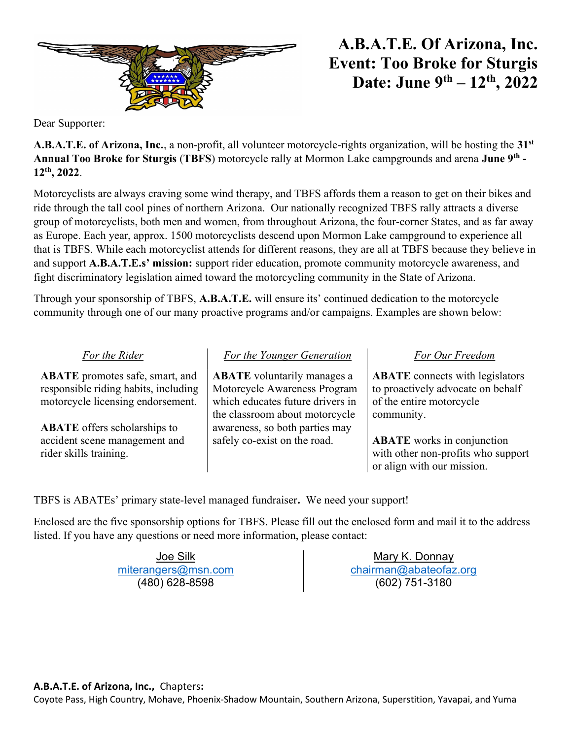# A.B.A.T.E. Of Arizona, Inc.
# Event: Too Broke for Sturgis
# Date: June 9th – 12th, 2022

Dear Supporter:

**A.B.A.T.E. of Arizona, Inc.**, a non-profit, all volunteer motorcycle-rights organization, will be hosting the **31st Annual Too Broke for Sturgis** (**TBFS**) motorcycle rally at Mormon Lake campgrounds and arena **June 9th - 12th, 2022**.

Motorcyclists are always craving some wind therapy, and TBFS affords them a reason to get on their bikes and ride through the tall cool pines of northern Arizona. Our nationally recognized TBFS rally attracts a diverse group of motorcyclists, both men and women, from throughout Arizona, the four-corner States, and as far away as Europe. Each year, approx. 1500 motorcyclists descend upon Mormon Lake campground to experience all that is TBFS. While each motorcyclist attends for different reasons, they are all at TBFS because they believe in and support **A.B.A.T.E.s' mission:** support rider education, promote community motorcycle awareness, and fight discriminatory legislation aimed toward the motorcycling community in the State of Arizona.

Through your sponsorship of TBFS, **A.B.A.T.E.** will ensure its' continued dedication to the motorcycle community through one of our many proactive programs and/or campaigns. Examples are shown below:

*For the Rider*

**ABATE** promotes safe, smart, and responsible riding habits, including motorcycle licensing endorsement.

**ABATE** offers scholarships to accident scene management and rider skills training.

*For the Younger Generation*

**ABATE** voluntarily manages a Motorcycle Awareness Program which educates future drivers in the classroom about motorcycle awareness, so both parties may safely co-exist on the road.

*For Our Freedom*

**ABATE** connects with legislators to proactively advocate on behalf of the entire motorcycle community.

**ABATE** works in conjunction with other non-profits who support or align with our mission.

TBFS is ABATEs' primary state-level managed fundraiser**.** We need your support!

Enclosed are the five sponsorship options for TBFS. Please fill out the enclosed form and mail it to the address listed. If you have any questions or need more information, please contact:

Joe Silk
miterangers@msn.com
(480) 628-8598

Mary K. Donnay
chairman@abateofaz.org
(602) 751-3180

**A.B.A.T.E. of Arizona, Inc.,** Chapters**:**
Coyote Pass, High Country, Mohave, Phoenix-Shadow Mountain, Southern Arizona, Superstition, Yavapai, and Yuma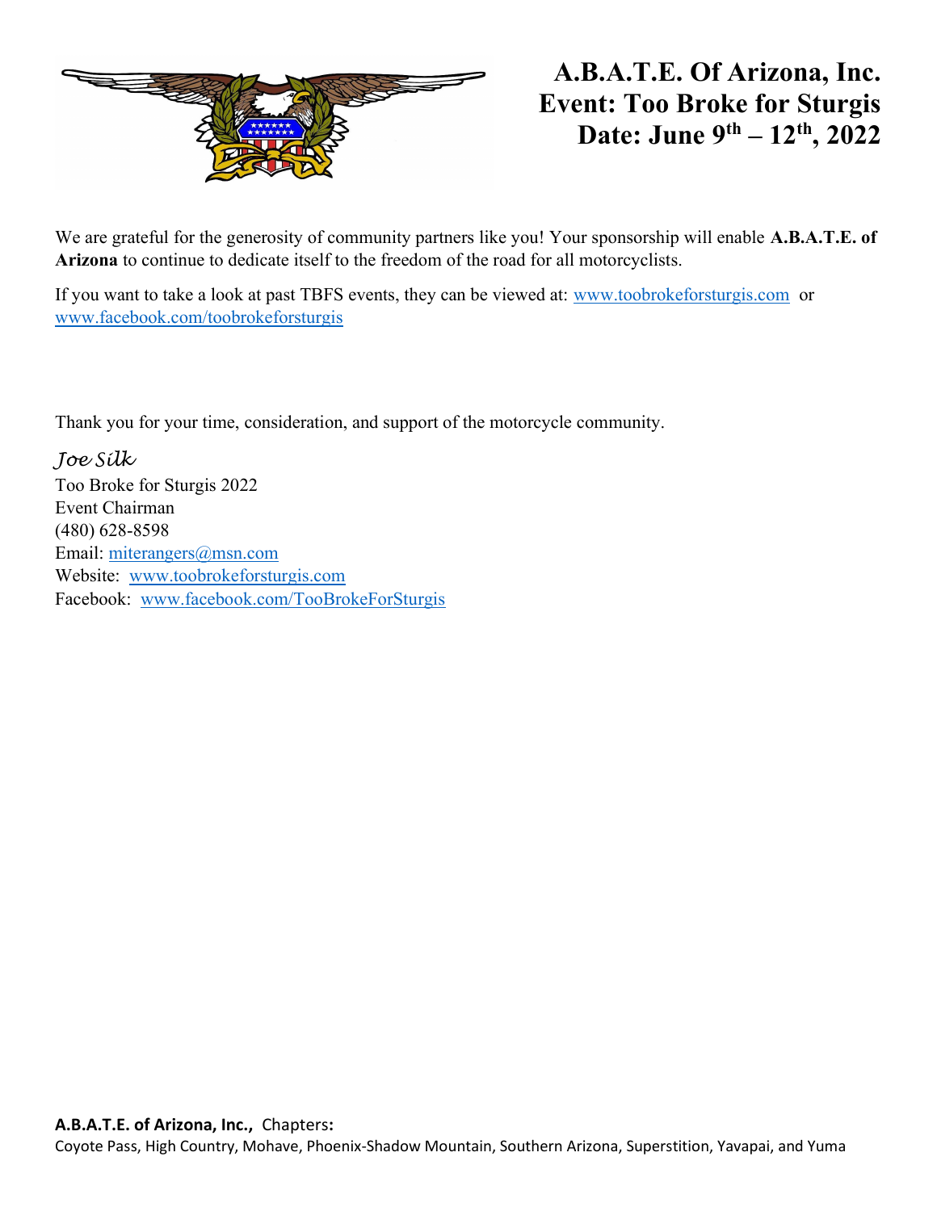# A.B.A.T.E. Of Arizona, Inc.
# Event: Too Broke for Sturgis
# Date: June 9th – 12th, 2022

We are grateful for the generosity of community partners like you! Your sponsorship will enable **A.B.A.T.E. of Arizona** to continue to dedicate itself to the freedom of the road for all motorcyclists.

If you want to take a look at past TBFS events, they can be viewed at: www.toobrokeforsturgis.com or www.facebook.com/toobrokeforsturgis

Thank you for your time, consideration, and support of the motorcycle community.

*Joe Silk*
Too Broke for Sturgis 2022
Event Chairman
(480) 628-8598
Email: miterangers@msn.com
Website: www.toobrokeforsturgis.com
Facebook: www.facebook.com/TooBrokeForSturgis

**A.B.A.T.E. of Arizona, Inc.,** Chapters**:**
Coyote Pass, High Country, Mohave, Phoenix-Shadow Mountain, Southern Arizona, Superstition, Yavapai, and Yuma